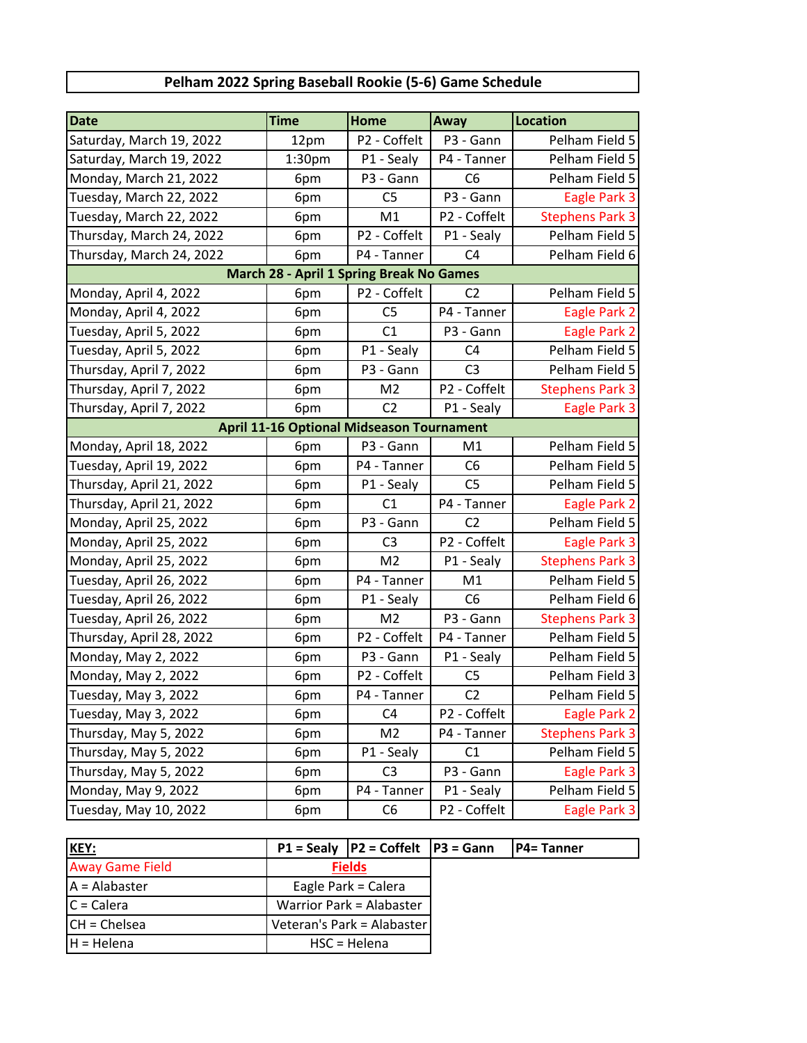# Pelham 2022 Spring Baseball Rookie (5-6) Game Schedule

| Date | Time | Home | Away | Location |
|---|---|---|---|---|
| Saturday, March 19, 2022 | 12pm | P2 - Coffelt | P3 - Gann | Pelham Field 5 |
| Saturday, March 19, 2022 | 1:30pm | P1 - Sealy | P4 - Tanner | Pelham Field 5 |
| Monday, March 21, 2022 | 6pm | P3 - Gann | C6 | Pelham Field 5 |
| Tuesday, March 22, 2022 | 6pm | C5 | P3 - Gann | Eagle Park 3 |
| Tuesday, March 22, 2022 | 6pm | M1 | P2 - Coffelt | Stephens Park 3 |
| Thursday, March 24, 2022 | 6pm | P2 - Coffelt | P1 - Sealy | Pelham Field 5 |
| Thursday, March 24, 2022 | 6pm | P4 - Tanner | C4 | Pelham Field 6 |
| March 28 - April 1 Spring Break No Games | | | | |
| Monday, April 4, 2022 | 6pm | P2 - Coffelt | C2 | Pelham Field 5 |
| Monday, April 4, 2022 | 6pm | C5 | P4 - Tanner | Eagle Park 2 |
| Tuesday, April 5, 2022 | 6pm | C1 | P3 - Gann | Eagle Park 2 |
| Tuesday, April 5, 2022 | 6pm | P1 - Sealy | C4 | Pelham Field 5 |
| Thursday, April 7, 2022 | 6pm | P3 - Gann | C3 | Pelham Field 5 |
| Thursday, April 7, 2022 | 6pm | M2 | P2 - Coffelt | Stephens Park 3 |
| Thursday, April 7, 2022 | 6pm | C2 | P1 - Sealy | Eagle Park 3 |
| April 11-16 Optional Midseason Tournament | | | | |
| Monday, April 18, 2022 | 6pm | P3 - Gann | M1 | Pelham Field 5 |
| Tuesday, April 19, 2022 | 6pm | P4 - Tanner | C6 | Pelham Field 5 |
| Thursday, April 21, 2022 | 6pm | P1 - Sealy | C5 | Pelham Field 5 |
| Thursday, April 21, 2022 | 6pm | C1 | P4 - Tanner | Eagle Park 2 |
| Monday, April 25, 2022 | 6pm | P3 - Gann | C2 | Pelham Field 5 |
| Monday, April 25, 2022 | 6pm | C3 | P2 - Coffelt | Eagle Park 3 |
| Monday, April 25, 2022 | 6pm | M2 | P1 - Sealy | Stephens Park 3 |
| Tuesday, April 26, 2022 | 6pm | P4 - Tanner | M1 | Pelham Field 5 |
| Tuesday, April 26, 2022 | 6pm | P1 - Sealy | C6 | Pelham Field 6 |
| Tuesday, April 26, 2022 | 6pm | M2 | P3 - Gann | Stephens Park 3 |
| Thursday, April 28, 2022 | 6pm | P2 - Coffelt | P4 - Tanner | Pelham Field 5 |
| Monday, May 2, 2022 | 6pm | P3 - Gann | P1 - Sealy | Pelham Field 5 |
| Monday, May 2, 2022 | 6pm | P2 - Coffelt | C5 | Pelham Field 3 |
| Tuesday, May 3, 2022 | 6pm | P4 - Tanner | C2 | Pelham Field 5 |
| Tuesday, May 3, 2022 | 6pm | C4 | P2 - Coffelt | Eagle Park 2 |
| Thursday, May 5, 2022 | 6pm | M2 | P4 - Tanner | Stephens Park 3 |
| Thursday, May 5, 2022 | 6pm | P1 - Sealy | C1 | Pelham Field 5 |
| Thursday, May 5, 2022 | 6pm | C3 | P3 - Gann | Eagle Park 3 |
| Monday, May 9, 2022 | 6pm | P4 - Tanner | P1 - Sealy | Pelham Field 5 |
| Tuesday, May 10, 2022 | 6pm | C6 | P2 - Coffelt | Eagle Park 3 |

| KEY: | P1 = Sealy | P2 = Coffelt | P3 = Gann | P4= Tanner |
|---|---|---|---|---|
| Away Game Field | Fields | | | |
| A = Alabaster | Eagle Park = Calera | | | |
| C = Calera | Warrior Park = Alabaster | | | |
| CH = Chelsea | Veteran's Park = Alabaster | | | |
| H = Helena | HSC = Helena | | | |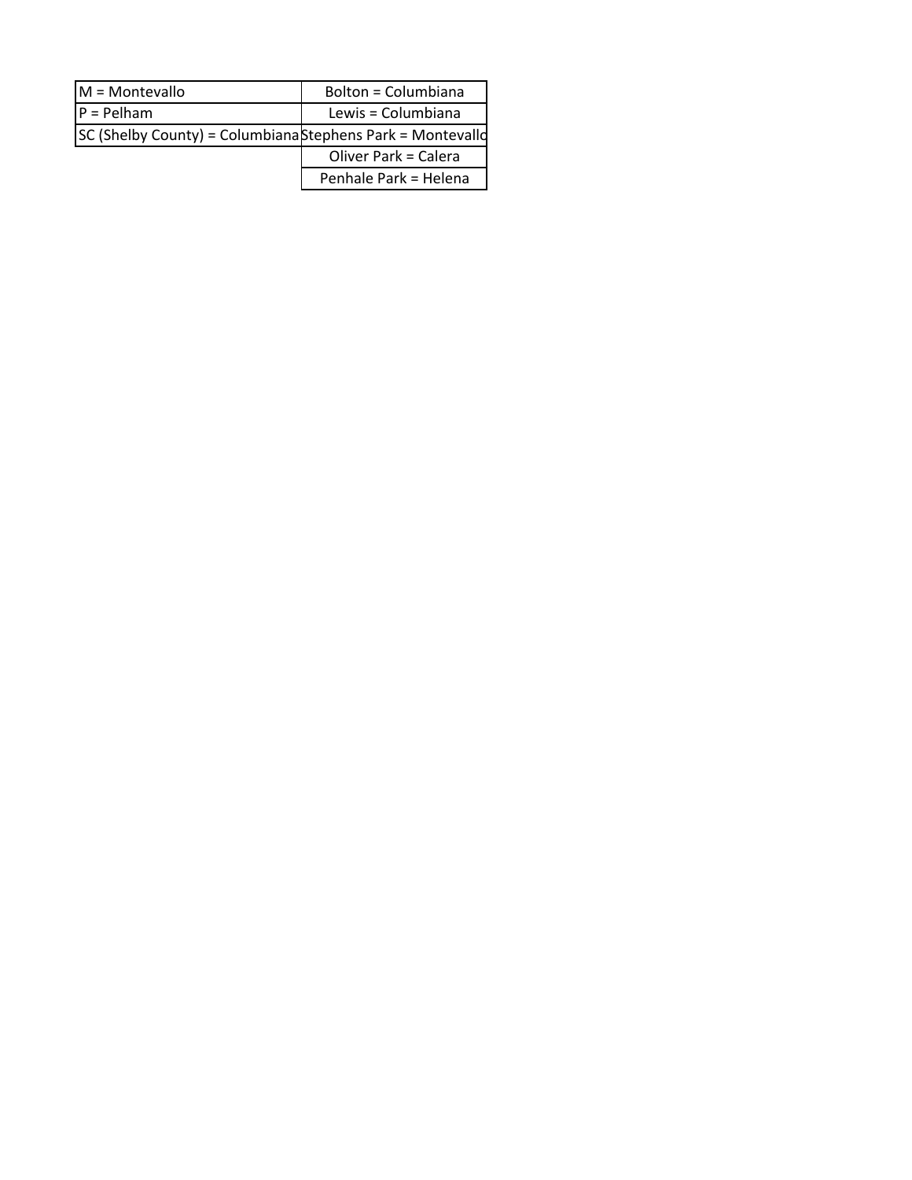| | |
|---|---|
| M = Montevallo | Bolton = Columbiana |
| P = Pelham | Lewis = Columbiana |
| SC (Shelby County) = Columbiana | Stephens Park = Montevallo |
| | Oliver Park = Calera |
| | Penhale Park = Helena |